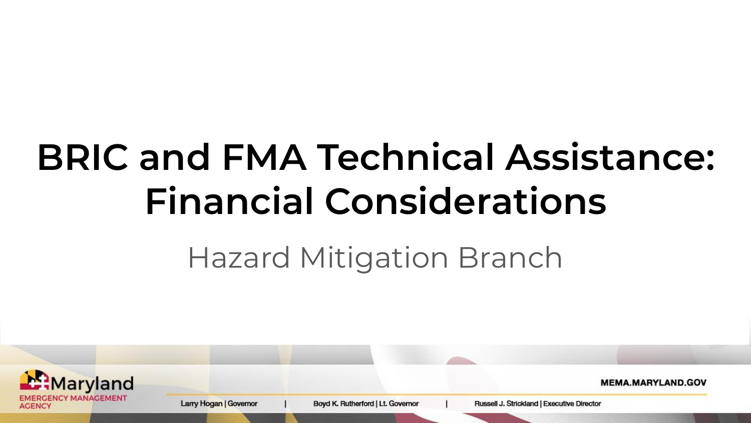# BRIC and FMA Technical Assistance: Financial Considerations

Hazard Mitigation Branch

Maryland Emergency Management Agency

MEMA.MARYLAND.GOV

Larry Hogan | Governor | Boyd K. Rutherford | Lt. Governor | Russell J. Strickland | Executive Director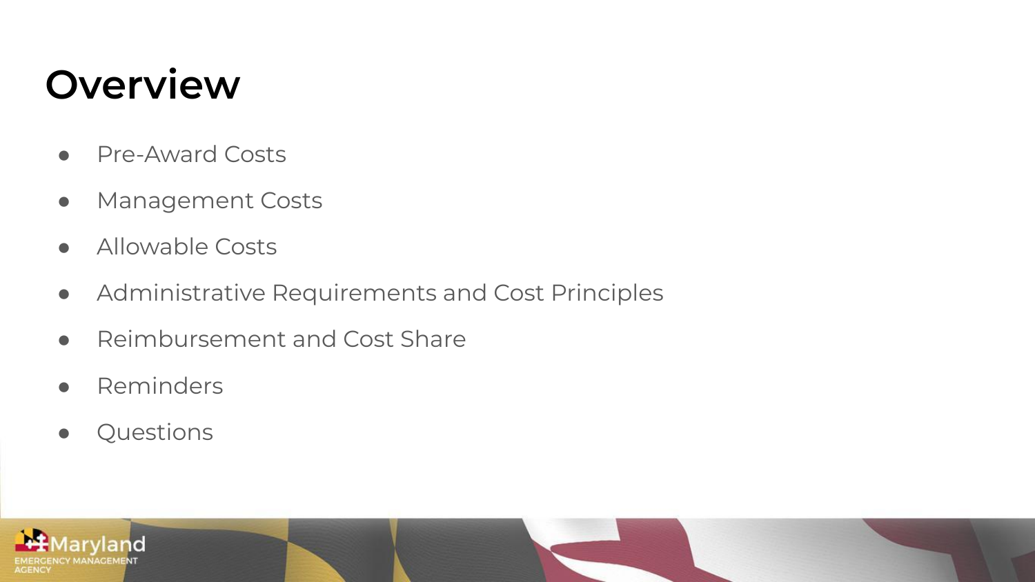# Overview

- Pre-Award Costs
- Management Costs
- Allowable Costs
- Administrative Requirements and Cost Principles
- Reimbursement and Cost Share
- Reminders
- Questions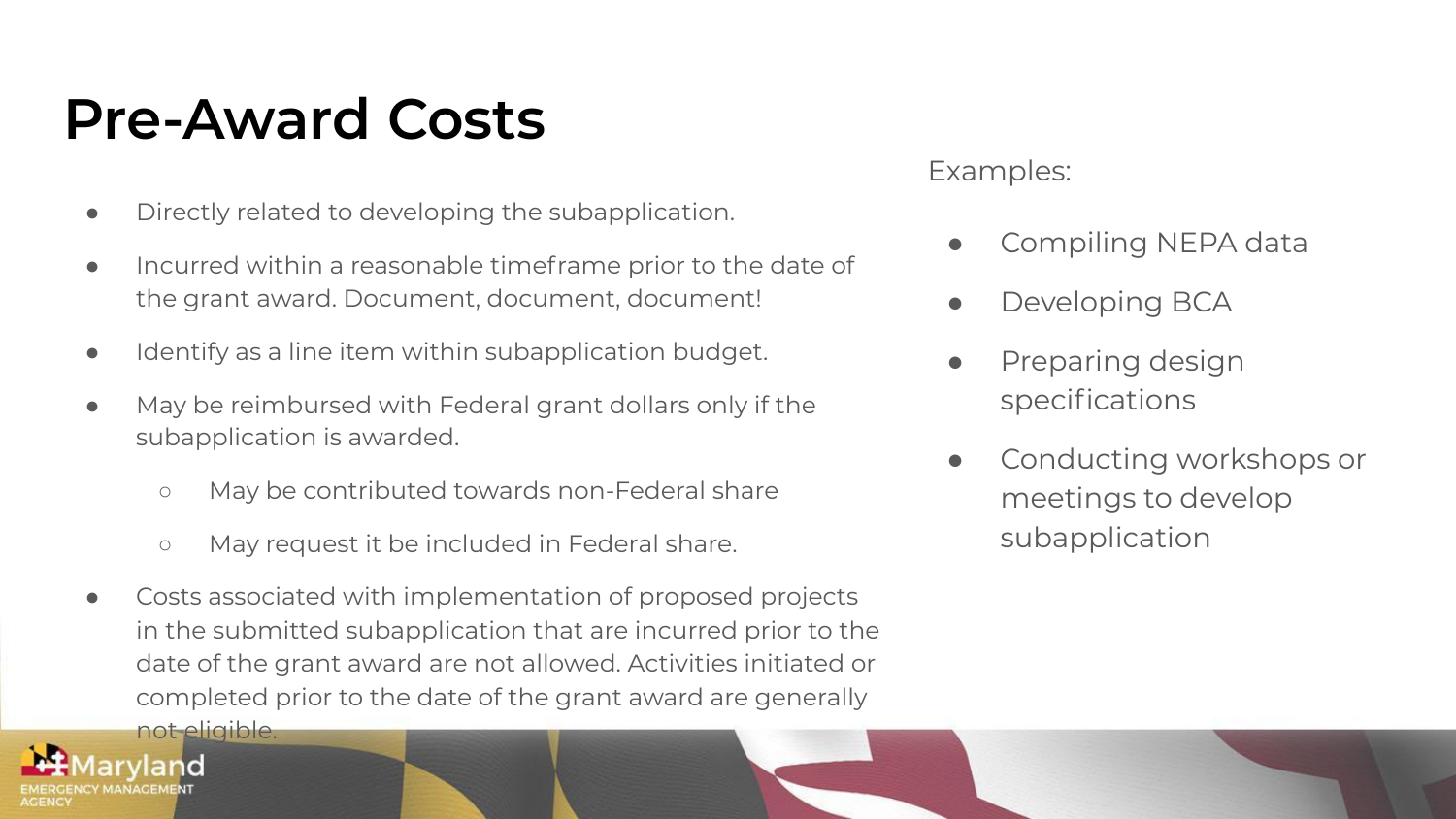# Pre-Award Costs

- Directly related to developing the subapplication.
- Incurred within a reasonable timeframe prior to the date of the grant award. Document, document, document!
- Identify as a line item within subapplication budget.
- May be reimbursed with Federal grant dollars only if the subapplication is awarded.
  - May be contributed towards non-Federal share
  - May request it be included in Federal share.
- Costs associated with implementation of proposed projects in the submitted subapplication that are incurred prior to the date of the grant award are not allowed. Activities initiated or completed prior to the date of the grant award are generally not eligible.

Examples:

- Compiling NEPA data
- Developing BCA
- Preparing design specifications
- Conducting workshops or meetings to develop subapplication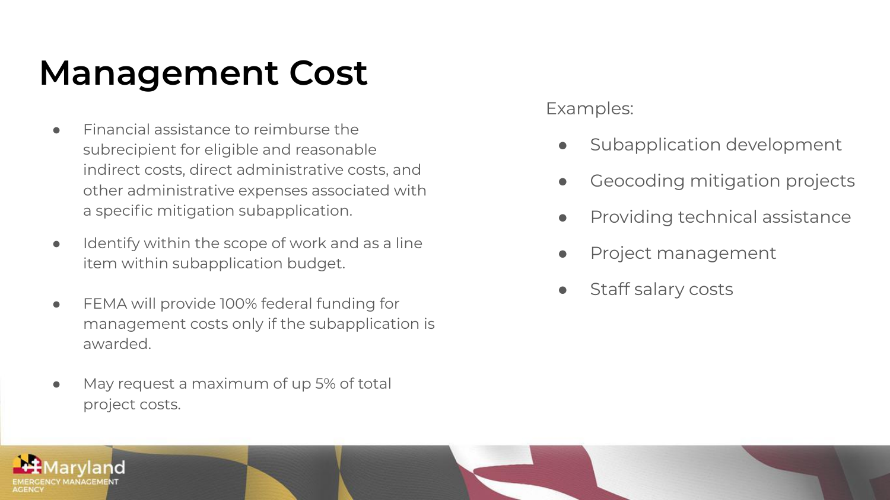# Management Cost

- Financial assistance to reimburse the subrecipient for eligible and reasonable indirect costs, direct administrative costs, and other administrative expenses associated with a specific mitigation subapplication.
- Identify within the scope of work and as a line item within subapplication budget.
- FEMA will provide 100% federal funding for management costs only if the subapplication is awarded.
- May request a maximum of up 5% of total project costs.

Examples:

- Subapplication development
- Geocoding mitigation projects
- Providing technical assistance
- Project management
- Staff salary costs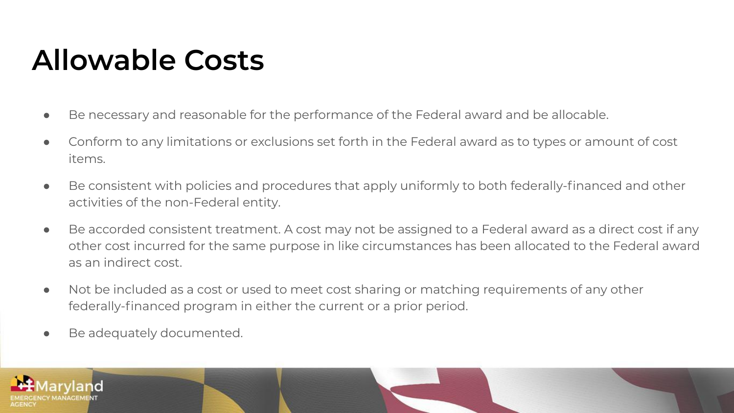# Allowable Costs

- Be necessary and reasonable for the performance of the Federal award and be allocable.
- Conform to any limitations or exclusions set forth in the Federal award as to types or amount of cost items.
- Be consistent with policies and procedures that apply uniformly to both federally-financed and other activities of the non-Federal entity.
- Be accorded consistent treatment. A cost may not be assigned to a Federal award as a direct cost if any other cost incurred for the same purpose in like circumstances has been allocated to the Federal award as an indirect cost.
- Not be included as a cost or used to meet cost sharing or matching requirements of any other federally-financed program in either the current or a prior period.
- Be adequately documented.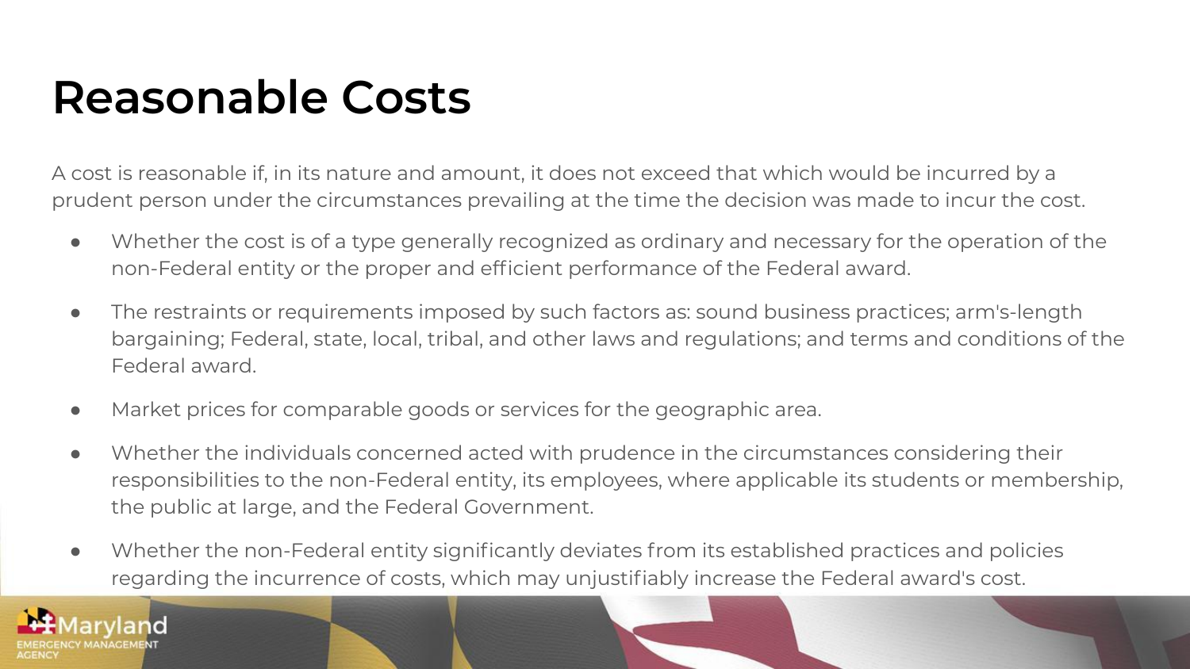# Reasonable Costs

A cost is reasonable if, in its nature and amount, it does not exceed that which would be incurred by a prudent person under the circumstances prevailing at the time the decision was made to incur the cost.

- Whether the cost is of a type generally recognized as ordinary and necessary for the operation of the non-Federal entity or the proper and efficient performance of the Federal award.
- The restraints or requirements imposed by such factors as: sound business practices; arm's-length bargaining; Federal, state, local, tribal, and other laws and regulations; and terms and conditions of the Federal award.
- Market prices for comparable goods or services for the geographic area.
- Whether the individuals concerned acted with prudence in the circumstances considering their responsibilities to the non-Federal entity, its employees, where applicable its students or membership, the public at large, and the Federal Government.
- Whether the non-Federal entity significantly deviates from its established practices and policies regarding the incurrence of costs, which may unjustifiably increase the Federal award's cost.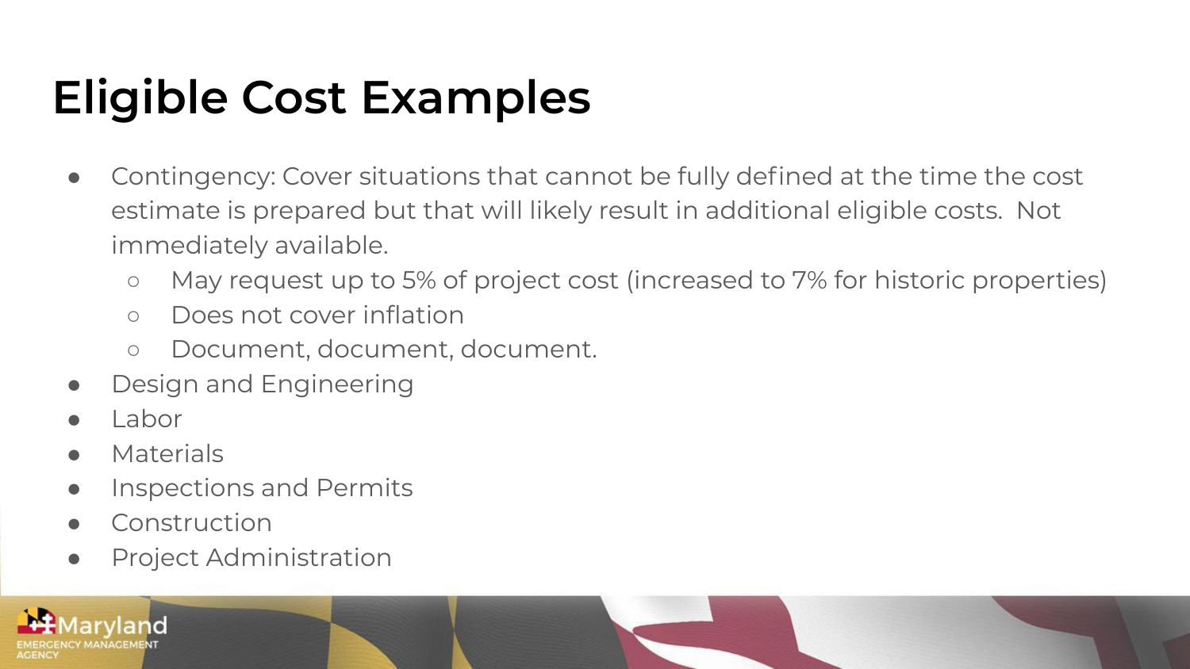# Eligible Cost Examples

- Contingency: Cover situations that cannot be fully defined at the time the cost estimate is prepared but that will likely result in additional eligible costs. Not immediately available.
  - May request up to 5% of project cost (increased to 7% for historic properties)
  - Does not cover inflation
  - Document, document, document.
- Design and Engineering
- Labor
- Materials
- Inspections and Permits
- Construction
- Project Administration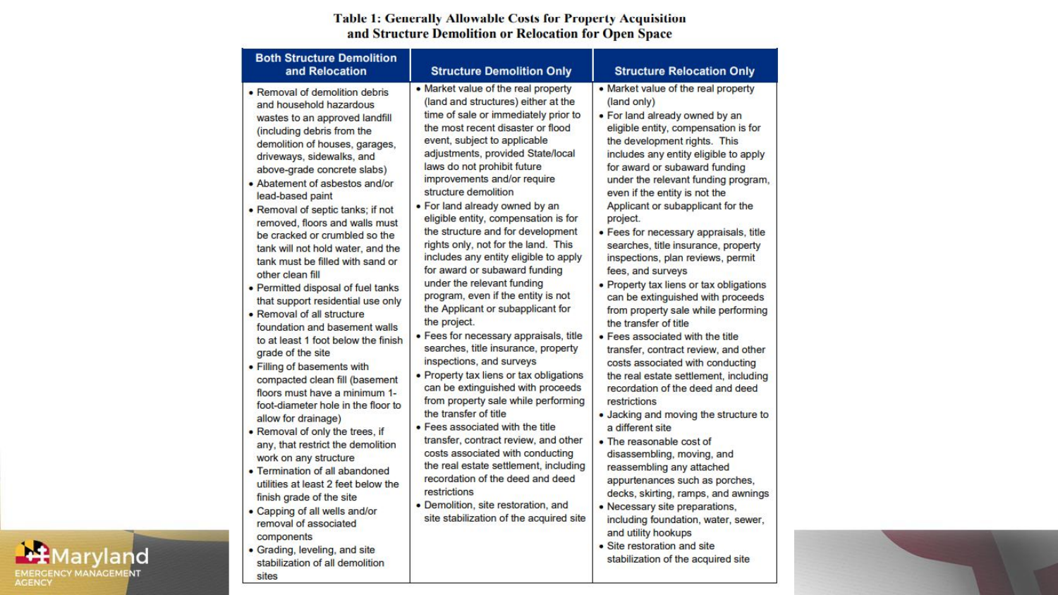**Table 1: Generally Allowable Costs for Property Acquisition and Structure Demolition or Relocation for Open Space**

| Both Structure Demolition and Relocation | Structure Demolition Only | Structure Relocation Only |
|---|---|---|
| • Removal of demolition debris and household hazardous wastes to an approved landfill (including debris from the demolition of houses, garages, driveways, sidewalks, and above-grade concrete slabs)<br>• Abatement of asbestos and/or lead-based paint<br>• Removal of septic tanks; if not removed, floors and walls must be cracked or crumbled so the tank will not hold water, and the tank must be filled with sand or other clean fill<br>• Permitted disposal of fuel tanks that support residential use only<br>• Removal of all structure foundation and basement walls to at least 1 foot below the finish grade of the site<br>• Filling of basements with compacted clean fill (basement floors must have a minimum 1-foot-diameter hole in the floor to allow for drainage)<br>• Removal of only the trees, if any, that restrict the demolition work on any structure<br>• Termination of all abandoned utilities at least 2 feet below the finish grade of the site<br>• Capping of all wells and/or removal of associated components<br>• Grading, leveling, and site stabilization of all demolition sites | • Market value of the real property (land and structures) either at the time of sale or immediately prior to the most recent disaster or flood event, subject to applicable adjustments, provided State/local laws do not prohibit future improvements and/or require structure demolition<br>• For land already owned by an eligible entity, compensation is for the structure and for development rights only, not for the land. This includes any entity eligible to apply for award or subaward funding under the relevant funding program, even if the entity is not the Applicant or subapplicant for the project.<br>• Fees for necessary appraisals, title searches, title insurance, property inspections, and surveys<br>• Property tax liens or tax obligations can be extinguished with proceeds from property sale while performing the transfer of title<br>• Fees associated with the title transfer, contract review, and other costs associated with conducting the real estate settlement, including recordation of the deed and deed restrictions<br>• Demolition, site restoration, and site stabilization of the acquired site | • Market value of the real property (land only)<br>• For land already owned by an eligible entity, compensation is for the development rights. This includes any entity eligible to apply for award or subaward funding under the relevant funding program, even if the entity is not the Applicant or subapplicant for the project.<br>• Fees for necessary appraisals, title searches, title insurance, property inspections, plan reviews, permit fees, and surveys<br>• Property tax liens or tax obligations can be extinguished with proceeds from property sale while performing the transfer of title<br>• Fees associated with the title transfer, contract review, and other costs associated with conducting the real estate settlement, including recordation of the deed and deed restrictions<br>• Jacking and moving the structure to a different site<br>• The reasonable cost of disassembling, moving, and reassembling any attached appurtenances such as porches, decks, skirting, ramps, and awnings<br>• Necessary site preparations, including foundation, water, sewer, and utility hookups<br>• Site restoration and site stabilization of the acquired site |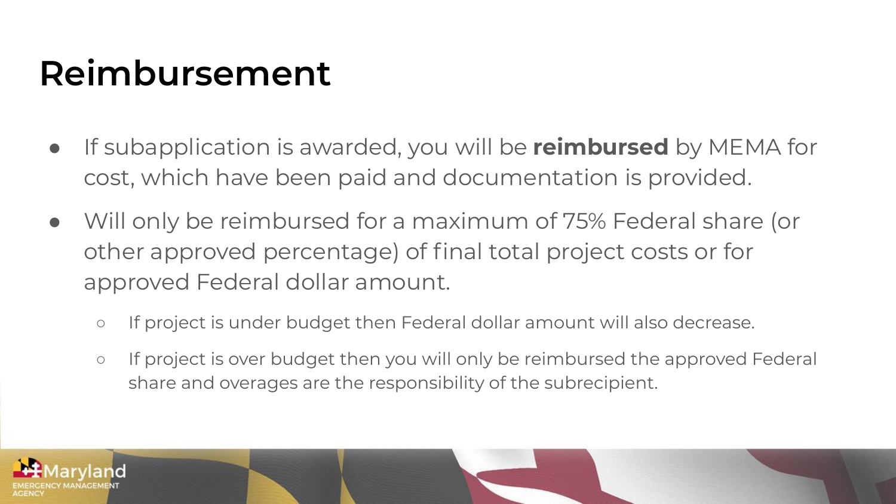# Reimbursement

- If subapplication is awarded, you will be **reimbursed** by MEMA for cost, which have been paid and documentation is provided.
- Will only be reimbursed for a maximum of 75% Federal share (or other approved percentage) of final total project costs or for approved Federal dollar amount.
  - If project is under budget then Federal dollar amount will also decrease.
  - If project is over budget then you will only be reimbursed the approved Federal share and overages are the responsibility of the subrecipient.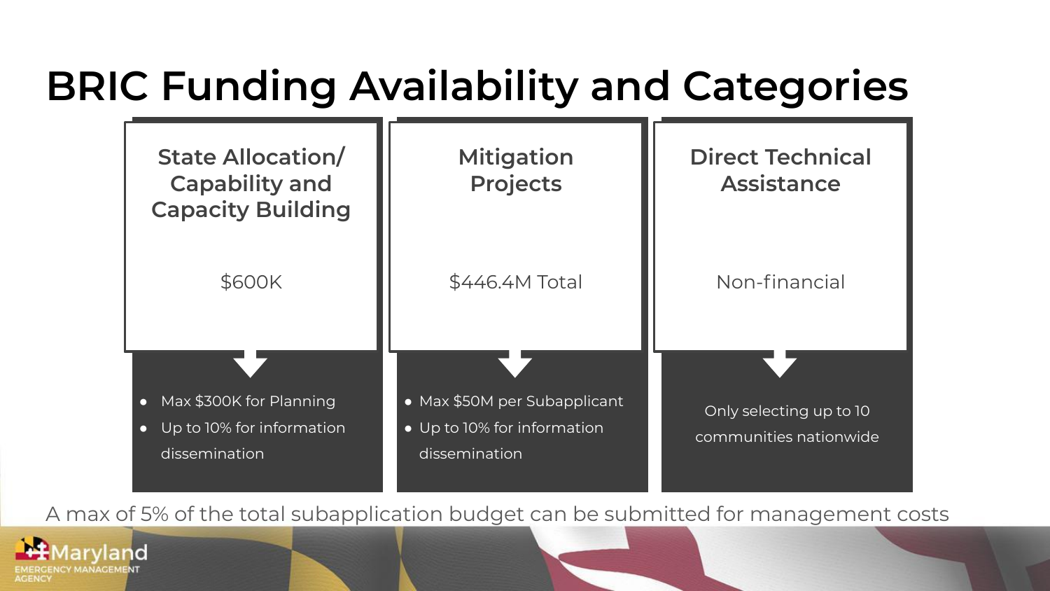# BRIC Funding Availability and Categories

### State Allocation/ Capability and Capacity Building

$600K

- Max $300K for Planning
- Up to 10% for information dissemination

### Mitigation Projects

$446.4M Total

- Max $50M per Subapplicant
- Up to 10% for information dissemination

### Direct Technical Assistance

Non-financial

Only selecting up to 10 communities nationwide

A max of 5% of the total subapplication budget can be submitted for management costs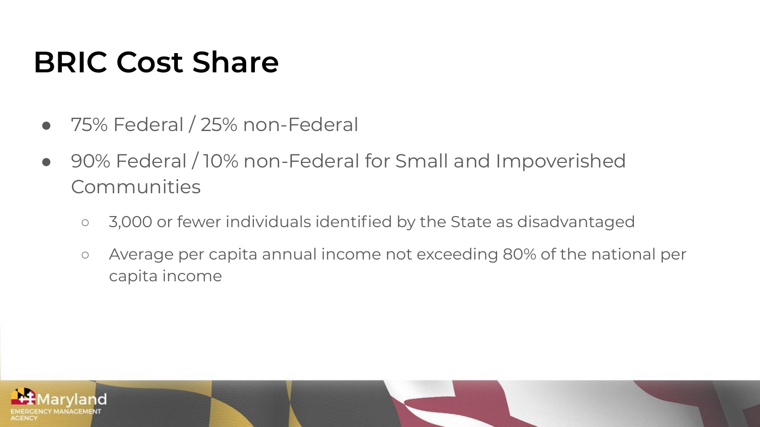# BRIC Cost Share

- 75% Federal / 25% non-Federal
- 90% Federal / 10% non-Federal for Small and Impoverished Communities
  - 3,000 or fewer individuals identified by the State as disadvantaged
  - Average per capita annual income not exceeding 80% of the national per capita income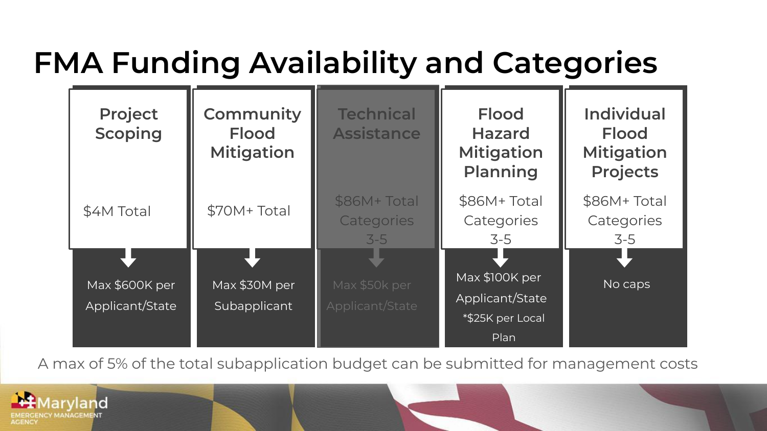# FMA Funding Availability and Categories

| Project Scoping | Community Flood Mitigation | Technical Assistance | Flood Hazard Mitigation Planning | Individual Flood Mitigation Projects |
|---|---|---|---|---|
| $4M Total | $70M+ Total | $86M+ Total Categories 3-5 | $86M+ Total Categories 3-5 | $86M+ Total Categories 3-5 |
| Max $600K per Applicant/State | Max $30M per Subapplicant | Max $50k per Applicant/State | Max $100K per Applicant/State *$25K per Local Plan | No caps |

A max of 5% of the total subapplication budget can be submitted for management costs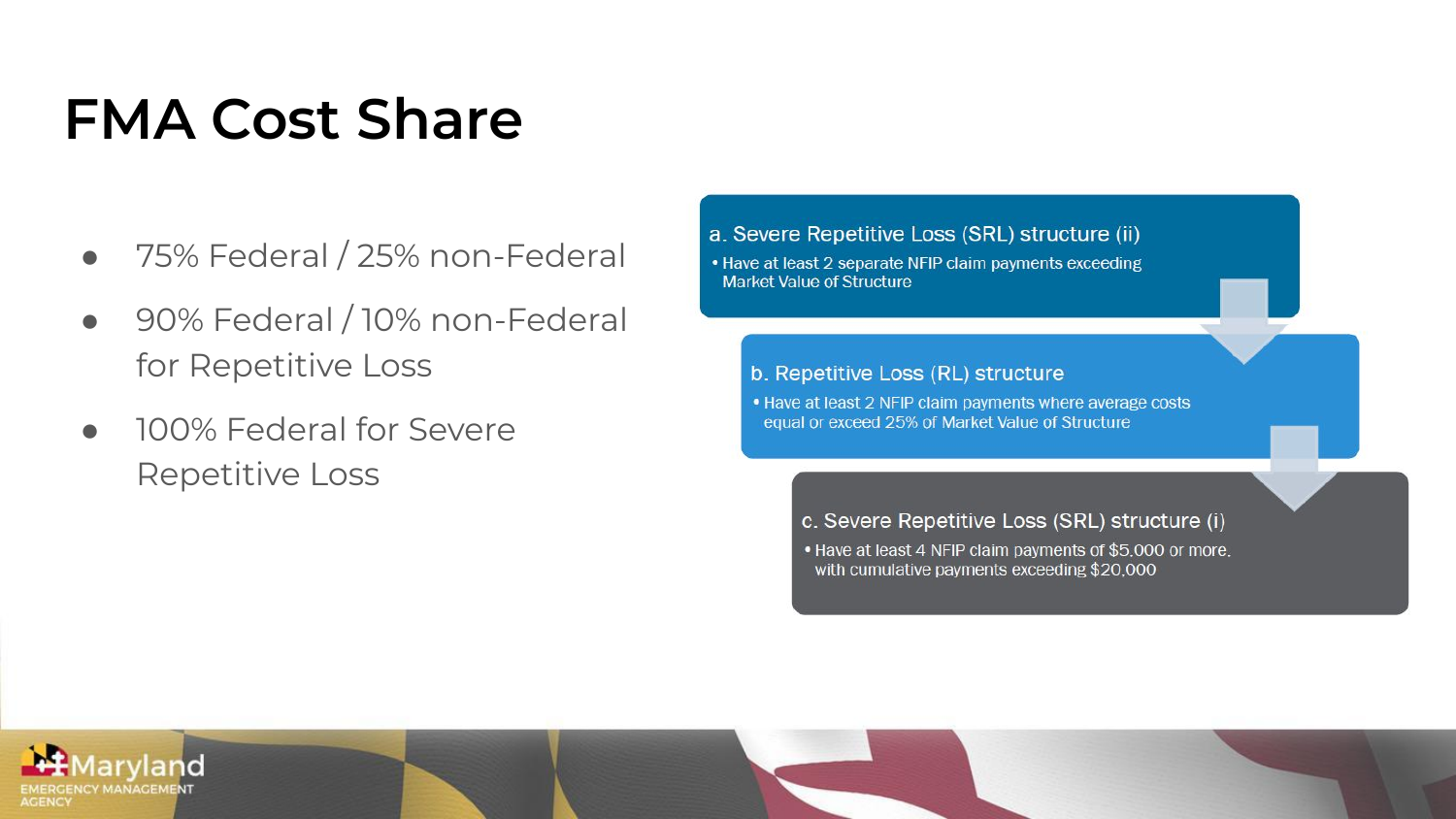# FMA Cost Share

- 75% Federal / 25% non-Federal
- 90% Federal / 10% non-Federal for Repetitive Loss
- 100% Federal for Severe Repetitive Loss

**a. Severe Repetitive Loss (SRL) structure (ii)**

- Have at least 2 separate NFIP claim payments exceeding Market Value of Structure

**b. Repetitive Loss (RL) structure**

- Have at least 2 NFIP claim payments where average costs equal or exceed 25% of Market Value of Structure

**c. Severe Repetitive Loss (SRL) structure (i)**

- Have at least 4 NFIP claim payments of $5,000 or more, with cumulative payments exceeding $20,000

Maryland Emergency Management Agency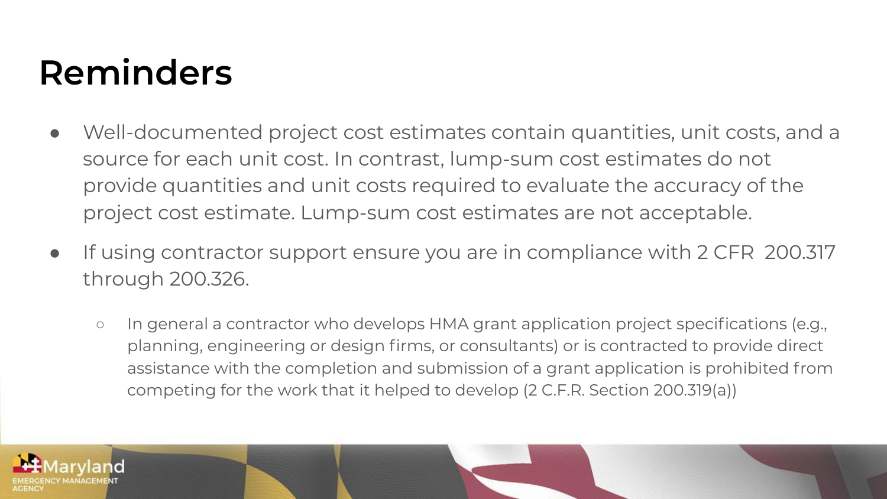# Reminders

- Well-documented project cost estimates contain quantities, unit costs, and a source for each unit cost. In contrast, lump-sum cost estimates do not provide quantities and unit costs required to evaluate the accuracy of the project cost estimate. Lump-sum cost estimates are not acceptable.
- If using contractor support ensure you are in compliance with 2 CFR 200.317 through 200.326.
  - In general a contractor who develops HMA grant application project specifications (e.g., planning, engineering or design firms, or consultants) or is contracted to provide direct assistance with the completion and submission of a grant application is prohibited from competing for the work that it helped to develop (2 C.F.R. Section 200.319(a))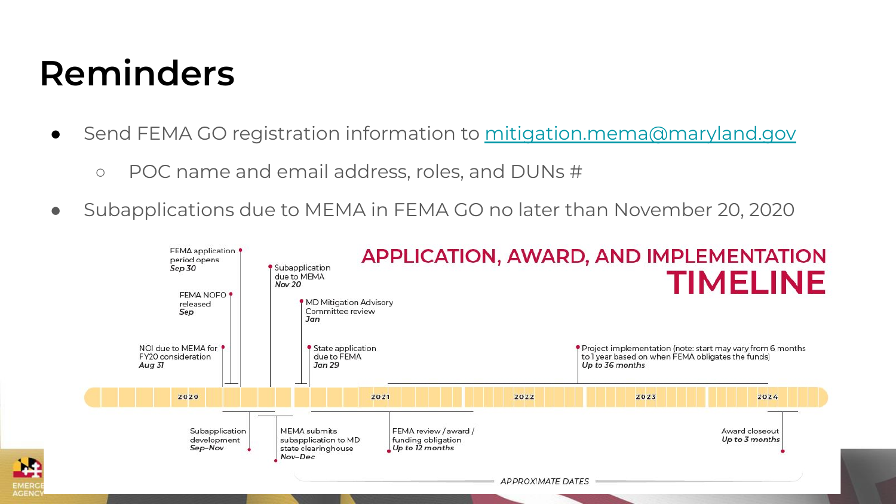# Reminders

- Send FEMA GO registration information to mitigation.mema@maryland.gov
  - POC name and email address, roles, and DUNs #
- Subapplications due to MEMA in FEMA GO no later than November 20, 2020

## APPLICATION, AWARD, AND IMPLEMENTATION TIMELINE

- NOI due to MEMA for FY20 consideration — *Aug 31*
- FEMA NOFO released — *Sep*
- FEMA application period opens — *Sep 30*
- Subapplication development — *Sep–Nov*
- Subapplication due to MEMA — *Nov 20*
- MEMA submits subapplication to MD state clearinghouse — *Nov–Dec*
- MD Mitigation Advisory Committee review — *Jan*
- State application due to FEMA — *Jan 29*
- FEMA review / award / funding obligation — *Up to 12 months*
- Project implementation (note: start may vary from 6 months to 1 year based on when FEMA obligates the funds) — *Up to 36 months*
- Award closeout — *Up to 3 months*

2020 | 2021 | 2022 | 2023 | 2024

*APPROXIMATE DATES*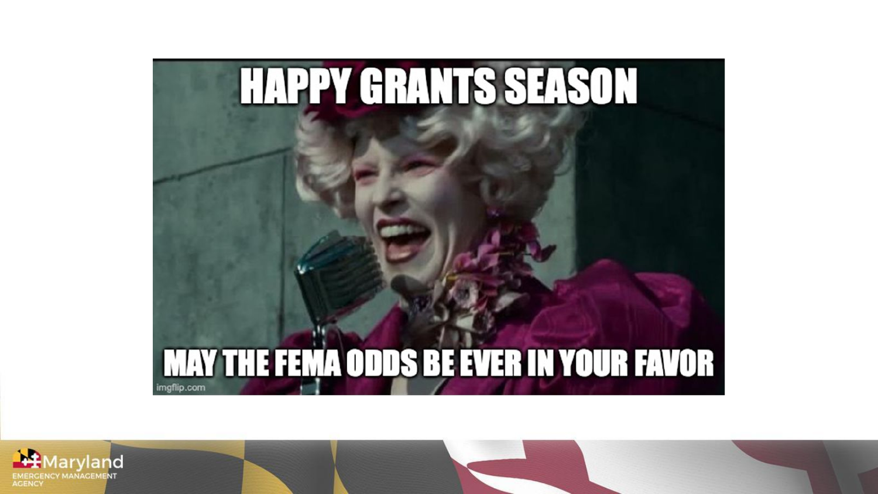HAPPY GRANTS SEASON

MAY THE FEMA ODDS BE EVER IN YOUR FAVOR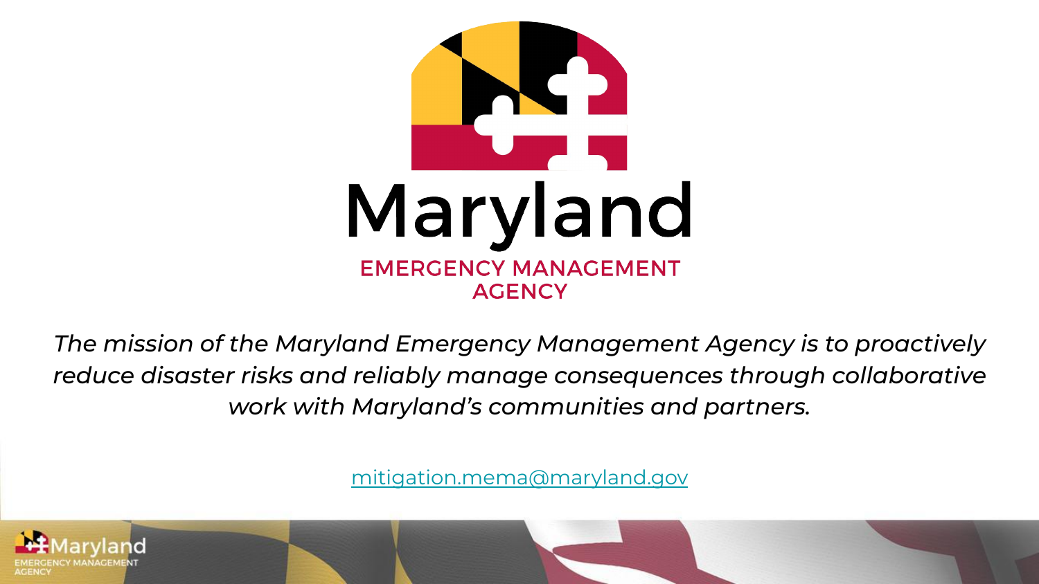# Maryland

## EMERGENCY MANAGEMENT AGENCY

*The mission of the Maryland Emergency Management Agency is to proactively reduce disaster risks and reliably manage consequences through collaborative work with Maryland's communities and partners.*

mitigation.mema@maryland.gov